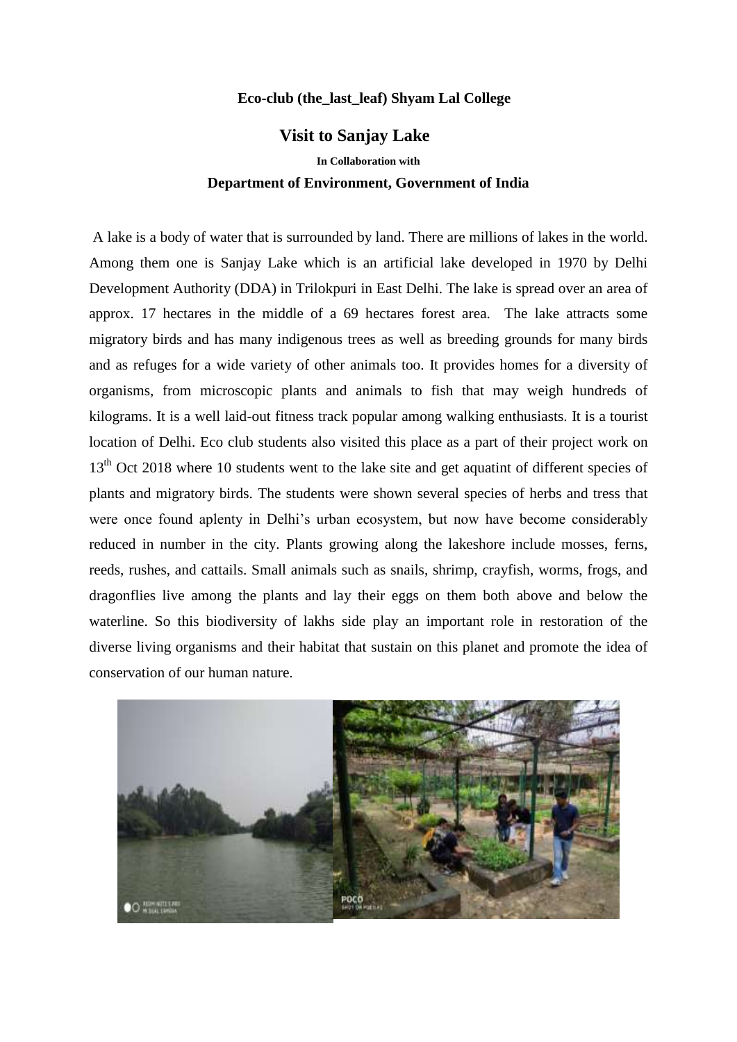**Eco-club (the_last_leaf) Shyam Lal College**

## Visit to Sanjay Lake

**In Collaboration with**

**Department of Environment, Government of India**

A lake is a body of water that is surrounded by land. There are millions of lakes in the world. Among them one is Sanjay Lake which is an artificial lake developed in 1970 by Delhi Development Authority (DDA) in Trilokpuri in East Delhi. The lake is spread over an area of approx. 17 hectares in the middle of a 69 hectares forest area. The lake attracts some migratory birds and has many indigenous trees as well as breeding grounds for many birds and as refuges for a wide variety of other animals too. It provides homes for a diversity of organisms, from microscopic plants and animals to fish that may weigh hundreds of kilograms. It is a well laid-out fitness track popular among walking enthusiasts. It is a tourist location of Delhi. Eco club students also visited this place as a part of their project work on 13th Oct 2018 where 10 students went to the lake site and get aquatint of different species of plants and migratory birds. The students were shown several species of herbs and tress that were once found aplenty in Delhi's urban ecosystem, but now have become considerably reduced in number in the city. Plants growing along the lakeshore include mosses, ferns, reeds, rushes, and cattails. Small animals such as snails, shrimp, crayfish, worms, frogs, and dragonflies live among the plants and lay their eggs on them both above and below the waterline. So this biodiversity of lakhs side play an important role in restoration of the diverse living organisms and their habitat that sustain on this planet and promote the idea of conservation of our human nature.